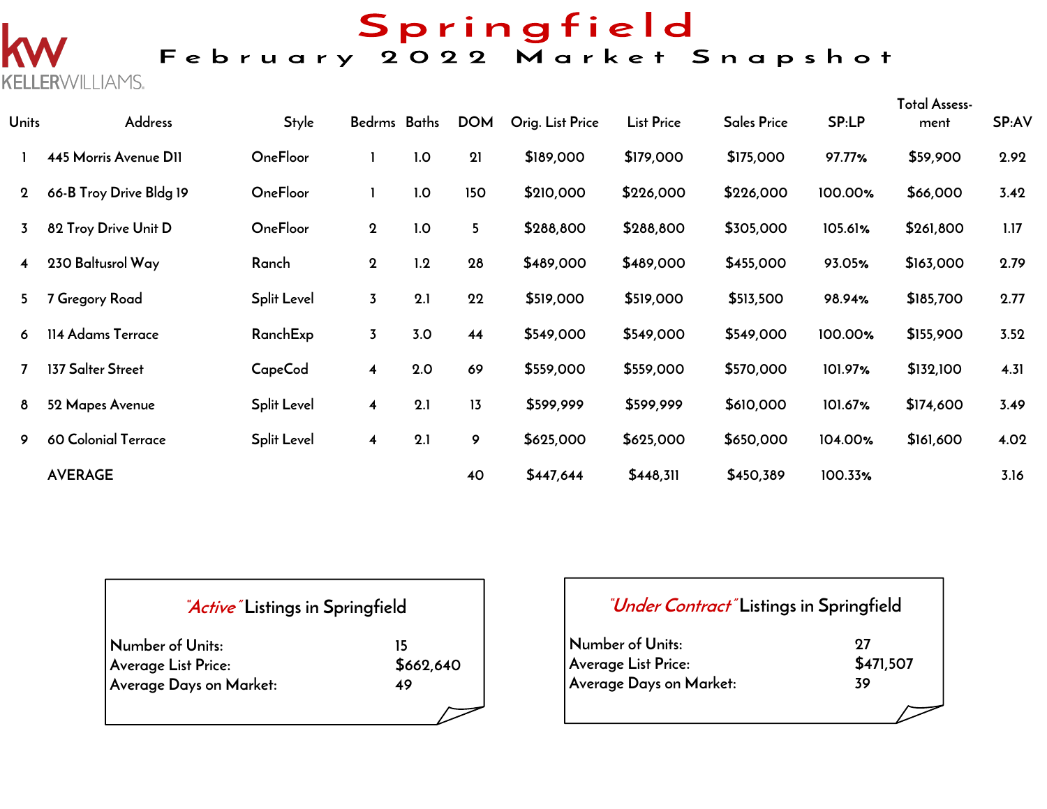KELLERWILLIAMS.

# Springfield

## February 2022 Market Snapshot

| Units | Address | Style | Bedrms | Baths | DOM | Orig. List Price | List Price | Sales Price | SP:LP | Total Assess-ment | SP:AV |
|---|---|---|---|---|---|---|---|---|---|---|---|
| 1 | 445 Morris Avenue D11 | OneFloor | 1 | 1.0 | 21 | $189,000 | $179,000 | $175,000 | 97.77% | $59,900 | 2.92 |
| 2 | 66-B Troy Drive Bldg 19 | OneFloor | 1 | 1.0 | 150 | $210,000 | $226,000 | $226,000 | 100.00% | $66,000 | 3.42 |
| 3 | 82 Troy Drive Unit D | OneFloor | 2 | 1.0 | 5 | $288,800 | $288,800 | $305,000 | 105.61% | $261,800 | 1.17 |
| 4 | 230 Baltusrol Way | Ranch | 2 | 1.2 | 28 | $489,000 | $489,000 | $455,000 | 93.05% | $163,000 | 2.79 |
| 5 | 7 Gregory Road | Split Level | 3 | 2.1 | 22 | $519,000 | $519,000 | $513,500 | 98.94% | $185,700 | 2.77 |
| 6 | 114 Adams Terrace | RanchExp | 3 | 3.0 | 44 | $549,000 | $549,000 | $549,000 | 100.00% | $155,900 | 3.52 |
| 7 | 137 Salter Street | CapeCod | 4 | 2.0 | 69 | $559,000 | $559,000 | $570,000 | 101.97% | $132,100 | 4.31 |
| 8 | 52 Mapes Avenue | Split Level | 4 | 2.1 | 13 | $599,999 | $599,999 | $610,000 | 101.67% | $174,600 | 3.49 |
| 9 | 60 Colonial Terrace | Split Level | 4 | 2.1 | 9 | $625,000 | $625,000 | $650,000 | 104.00% | $161,600 | 4.02 |
| | AVERAGE | | | | 40 | $447,644 | $448,311 | $450,389 | 100.33% | | 3.16 |

### *"Active"* Listings in Springfield

| | |
|---|---|
| Number of Units: | 15 |
| Average List Price: | $662,640 |
| Average Days on Market: | 49 |

### *"Under Contract"* Listings in Springfield

| | |
|---|---|
| Number of Units: | 27 |
| Average List Price: | $471,507 |
| Average Days on Market: | 39 |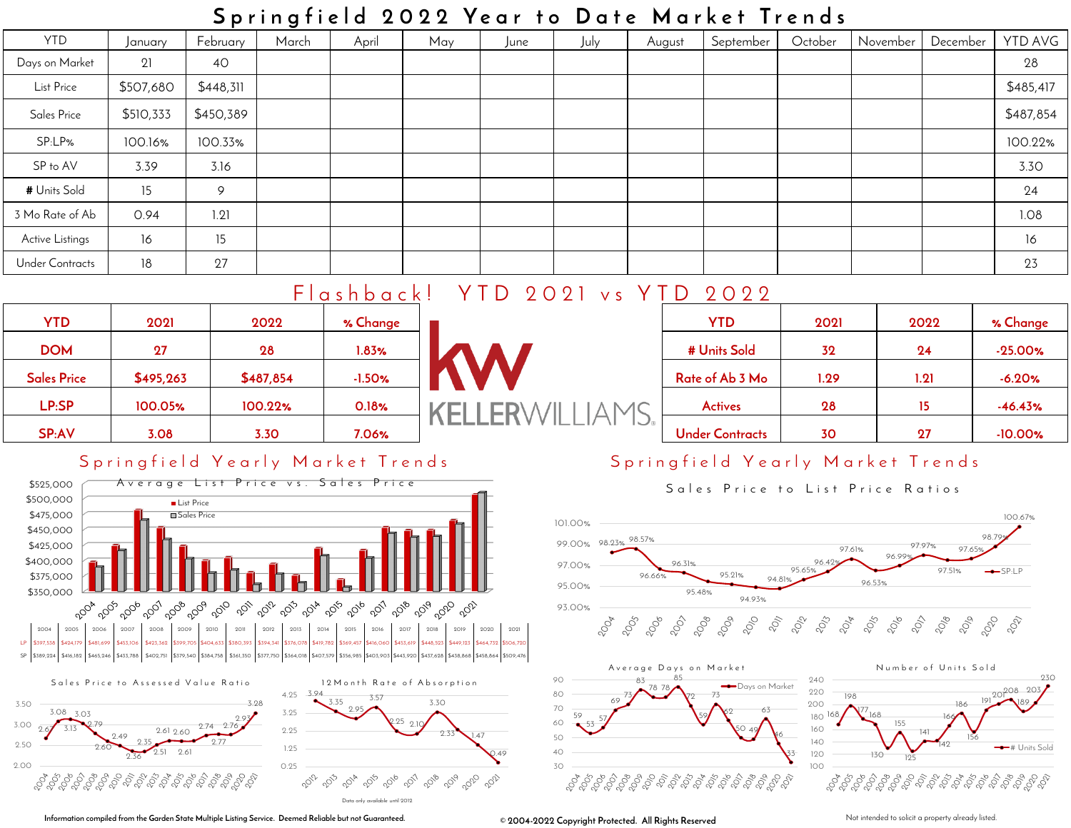# Springfield 2022 Year to Date Market Trends

| YTD | January | February | March | April | May | June | July | August | September | October | November | December | YTD AVG |
|---|---|---|---|---|---|---|---|---|---|---|---|---|---|
| Days on Market | 21 | 40 | | | | | | | | | | | 28 |
| List Price | $507,680 | $448,311 | | | | | | | | | | | $485,417 |
| Sales Price | $510,333 | $450,389 | | | | | | | | | | | $487,854 |
| SP:LP% | 100.16% | 100.33% | | | | | | | | | | | 100.22% |
| SP to AV | 3.39 | 3.16 | | | | | | | | | | | 3.30 |
| # Units Sold | 15 | 9 | | | | | | | | | | | 24 |
| 3 Mo Rate of Ab | 0.94 | 1.21 | | | | | | | | | | | 1.08 |
| Active Listings | 16 | 15 | | | | | | | | | | | 16 |
| Under Contracts | 18 | 27 | | | | | | | | | | | 23 |

## Flashback! YTD 2021 vs YTD 2022

| YTD | 2021 | 2022 | % Change |
|---|---|---|---|
| DOM | 27 | 28 | 1.83% |
| Sales Price | $495,263 | $487,854 | -1.50% |
| LP:SP | 100.05% | 100.22% | 0.18% |
| SP:AV | 3.08 | 3.30 | 7.06% |

KELLERWILLIAMS

| YTD | 2021 | 2022 | % Change |
|---|---|---|---|
| # Units Sold | 32 | 24 | -25.00% |
| Rate of Ab 3 Mo | 1.29 | 1.21 | -6.20% |
| Actives | 28 | 15 | -46.43% |
| Under Contracts | 30 | 27 | -10.00% |

## Springfield Yearly Market Trends

Average List Price vs. Sales Price

List Price
Sales Price

$525,000 $500,000 $475,000 $450,000 $425,000 $400,000 $375,000 $350,000

2004 2005 2006 2007 2008 2009 2010 2011 2012 2013 2014 2015 2016 2017 2018 2019 2020 2021

| | 2004 | 2005 | 2006 | 2007 | 2008 | 2009 | 2010 | 2011 | 2012 | 2013 | 2014 | 2015 | 2016 | 2017 | 2018 | 2019 | 2020 | 2021 |
|---|---|---|---|---|---|---|---|---|---|---|---|---|---|---|---|---|---|---|
| LP | $397,538 | $424,179 | $481,699 | $453,106 | $423,362 | $399,705 | $404,633 | $380,393 | $394,341 | $376,078 | $419,782 | $369,457 | $416,060 | $453,619 | $448,523 | $449,123 | $464,732 | $506,720 |
| SP | $389,224 | $416,182 | $465,246 | $433,788 | $402,751 | $379,540 | $384,758 | $361,350 | $377,750 | $364,018 | $407,579 | $356,985 | $403,903 | $443,920 | $437,628 | $438,868 | $458,864 | $509,476 |

## Springfield Yearly Market Trends

Sales Price to List Price Ratios

SP:LP

101.00% 99.00% 97.00% 95.00% 93.00%

98.23% 98.57% 96.66% 96.31% 95.48% 95.21% 94.93% 94.81% 95.65% 96.42% 97.61% 96.53% 96.99% 97.97% 97.51% 97.65% 98.79% 100.67%

2004 2005 2006 2007 2008 2009 2010 2011 2012 2013 2014 2015 2016 2017 2018 2019 2020 2021

Sales Price to Assessed Value Ratio

3.50 3.00 2.50 2.00

2.61 3.08 3.13 3.03 2.79 2.60 2.49 2.36 2.35 2.51 2.61 2.60 2.61 2.74 2.77 2.76 2.93 3.28

2004 2005 2006 2007 2008 2009 2010 2011 2012 2013 2014 2015 2016 2017 2018 2019 2020 2021

12 Month Rate of Absorption

4.25 3.25 2.25 1.25 0.25

3.94 3.35 2.95 3.57 2.25 2.10 3.30 2.33 1.47 0.49

2012 2013 2014 2015 2016 2017 2018 2019 2020 2021

Data only available until 2012

Average Days on Market

Days on Market

90 80 70 60 50 40 30

59 53 57 69 73 83 78 78 85 72 59 73 62 50 49 63 46 33

2004 2005 2006 2007 2008 2009 2010 2011 2012 2013 2014 2015 2016 2017 2018 2019 2020 2021

Number of Units Sold

# Units Sold

240 220 200 180 160 140 120 100

168 198 177 168 130 155 125 141 142 166 186 156 191 201 208 189 203 230

2004 2005 2006 2007 2008 2009 2010 2011 2012 2013 2014 2015 2016 2017 2018 2019 2020 2021

Information compiled from the Garden State Multiple Listing Service. Deemed Reliable but not Guaranteed.

© 2004-2022 Copyright Protected. All Rights Reserved

Not intended to solicit a property already listed.